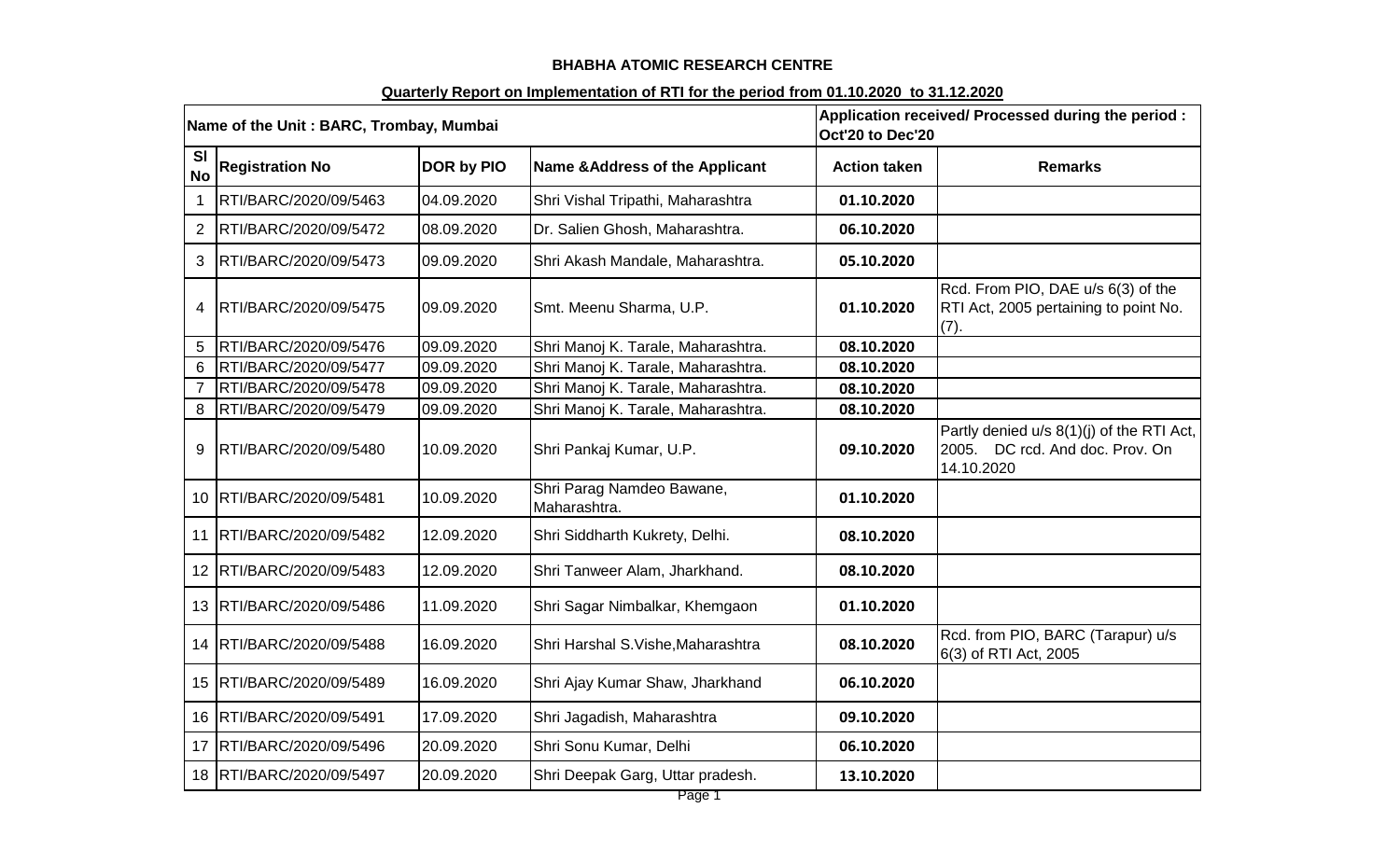**BHABHA ATOMIC RESEARCH CENTRE**

**Quarterly Report on Implementation of RTI for the period from 01.10.2020 to 31.12.2020**

| Name of the Unit : BARC, Trombay, Mumbai | | | | Application received/ Processed during the period : Oct'20 to Dec'20 | |
|---|---|---|---|---|---|
| Sl No | Registration No | DOR by PIO | Name &Address of the Applicant | Action taken | Remarks |
| 1 | RTI/BARC/2020/09/5463 | 04.09.2020 | Shri Vishal Tripathi, Maharashtra | 01.10.2020 | |
| 2 | RTI/BARC/2020/09/5472 | 08.09.2020 | Dr. Salien Ghosh, Maharashtra. | 06.10.2020 | |
| 3 | RTI/BARC/2020/09/5473 | 09.09.2020 | Shri Akash Mandale, Maharashtra. | 05.10.2020 | |
| 4 | RTI/BARC/2020/09/5475 | 09.09.2020 | Smt. Meenu Sharma, U.P. | 01.10.2020 | Rcd. From PIO, DAE u/s 6(3) of the RTI Act, 2005 pertaining to point No. (7). |
| 5 | RTI/BARC/2020/09/5476 | 09.09.2020 | Shri Manoj K. Tarale, Maharashtra. | 08.10.2020 | |
| 6 | RTI/BARC/2020/09/5477 | 09.09.2020 | Shri Manoj K. Tarale, Maharashtra. | 08.10.2020 | |
| 7 | RTI/BARC/2020/09/5478 | 09.09.2020 | Shri Manoj K. Tarale, Maharashtra. | 08.10.2020 | |
| 8 | RTI/BARC/2020/09/5479 | 09.09.2020 | Shri Manoj K. Tarale, Maharashtra. | 08.10.2020 | |
| 9 | RTI/BARC/2020/09/5480 | 10.09.2020 | Shri Pankaj Kumar, U.P. | 09.10.2020 | Partly denied u/s 8(1)(j) of the RTI Act, 2005. DC rcd. And doc. Prov. On 14.10.2020 |
| 10 | RTI/BARC/2020/09/5481 | 10.09.2020 | Shri Parag Namdeo Bawane, Maharashtra. | 01.10.2020 | |
| 11 | RTI/BARC/2020/09/5482 | 12.09.2020 | Shri Siddharth Kukrety, Delhi. | 08.10.2020 | |
| 12 | RTI/BARC/2020/09/5483 | 12.09.2020 | Shri Tanweer Alam, Jharkhand. | 08.10.2020 | |
| 13 | RTI/BARC/2020/09/5486 | 11.09.2020 | Shri Sagar Nimbalkar, Khemgaon | 01.10.2020 | |
| 14 | RTI/BARC/2020/09/5488 | 16.09.2020 | Shri Harshal S.Vishe,Maharashtra | 08.10.2020 | Rcd. from PIO, BARC (Tarapur) u/s 6(3) of RTI Act, 2005 |
| 15 | RTI/BARC/2020/09/5489 | 16.09.2020 | Shri Ajay Kumar Shaw, Jharkhand | 06.10.2020 | |
| 16 | RTI/BARC/2020/09/5491 | 17.09.2020 | Shri Jagadish, Maharashtra | 09.10.2020 | |
| 17 | RTI/BARC/2020/09/5496 | 20.09.2020 | Shri Sonu Kumar, Delhi | 06.10.2020 | |
| 18 | RTI/BARC/2020/09/5497 | 20.09.2020 | Shri Deepak Garg, Uttar pradesh. | 13.10.2020 | |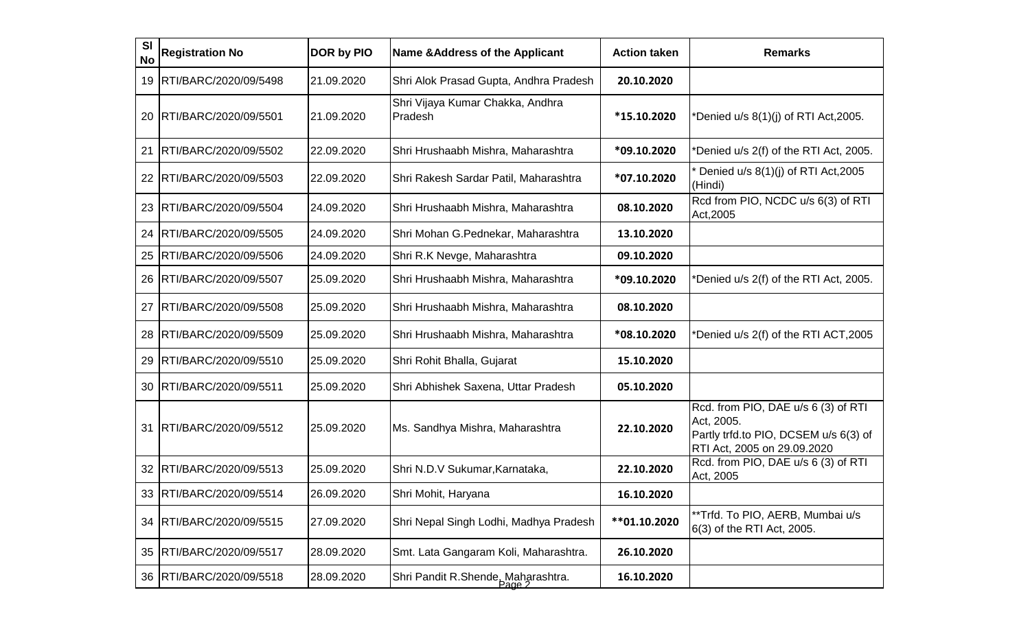| Sl No | Registration No | DOR by PIO | Name &Address of the Applicant | Action taken | Remarks |
|---|---|---|---|---|---|
| 19 | RTI/BARC/2020/09/5498 | 21.09.2020 | Shri Alok Prasad Gupta, Andhra Pradesh | **20.10.2020** | |
| 20 | RTI/BARC/2020/09/5501 | 21.09.2020 | Shri Vijaya Kumar Chakka, Andhra Pradesh | ***15.10.2020** | *Denied u/s 8(1)(j) of RTI Act,2005. |
| 21 | RTI/BARC/2020/09/5502 | 22.09.2020 | Shri Hrushaabh Mishra, Maharashtra | ***09.10.2020** | *Denied u/s 2(f) of the RTI Act, 2005. |
| 22 | RTI/BARC/2020/09/5503 | 22.09.2020 | Shri Rakesh Sardar Patil, Maharashtra | ***07.10.2020** | * Denied u/s 8(1)(j) of RTI Act,2005 (Hindi) |
| 23 | RTI/BARC/2020/09/5504 | 24.09.2020 | Shri Hrushaabh Mishra, Maharashtra | **08.10.2020** | Rcd from PIO, NCDC u/s 6(3) of RTI Act,2005 |
| 24 | RTI/BARC/2020/09/5505 | 24.09.2020 | Shri Mohan G.Pednekar, Maharashtra | **13.10.2020** | |
| 25 | RTI/BARC/2020/09/5506 | 24.09.2020 | Shri R.K Nevge, Maharashtra | **09.10.2020** | |
| 26 | RTI/BARC/2020/09/5507 | 25.09.2020 | Shri Hrushaabh Mishra, Maharashtra | ***09.10.2020** | *Denied u/s 2(f) of the RTI Act, 2005. |
| 27 | RTI/BARC/2020/09/5508 | 25.09.2020 | Shri Hrushaabh Mishra, Maharashtra | **08.10.2020** | |
| 28 | RTI/BARC/2020/09/5509 | 25.09.2020 | Shri Hrushaabh Mishra, Maharashtra | ***08.10.2020** | *Denied u/s 2(f) of the RTI ACT,2005 |
| 29 | RTI/BARC/2020/09/5510 | 25.09.2020 | Shri Rohit Bhalla, Gujarat | **15.10.2020** | |
| 30 | RTI/BARC/2020/09/5511 | 25.09.2020 | Shri Abhishek Saxena, Uttar Pradesh | **05.10.2020** | |
| 31 | RTI/BARC/2020/09/5512 | 25.09.2020 | Ms. Sandhya Mishra, Maharashtra | **22.10.2020** | Rcd. from PIO, DAE u/s 6 (3) of RTI Act, 2005. Partly trfd.to PIO, DCSEM u/s 6(3) of RTI Act, 2005 on 29.09.2020 |
| 32 | RTI/BARC/2020/09/5513 | 25.09.2020 | Shri N.D.V Sukumar,Karnataka, | **22.10.2020** | Rcd. from PIO, DAE u/s 6 (3) of RTI Act, 2005 |
| 33 | RTI/BARC/2020/09/5514 | 26.09.2020 | Shri Mohit, Haryana | **16.10.2020** | |
| 34 | RTI/BARC/2020/09/5515 | 27.09.2020 | Shri Nepal Singh Lodhi, Madhya Pradesh | ****01.10.2020** | **Trfd. To PIO, AERB, Mumbai u/s 6(3) of the RTI Act, 2005. |
| 35 | RTI/BARC/2020/09/5517 | 28.09.2020 | Smt. Lata Gangaram Koli, Maharashtra. | **26.10.2020** | |
| 36 | RTI/BARC/2020/09/5518 | 28.09.2020 | Shri Pandit R.Shende, Maharashtra. | **16.10.2020** | |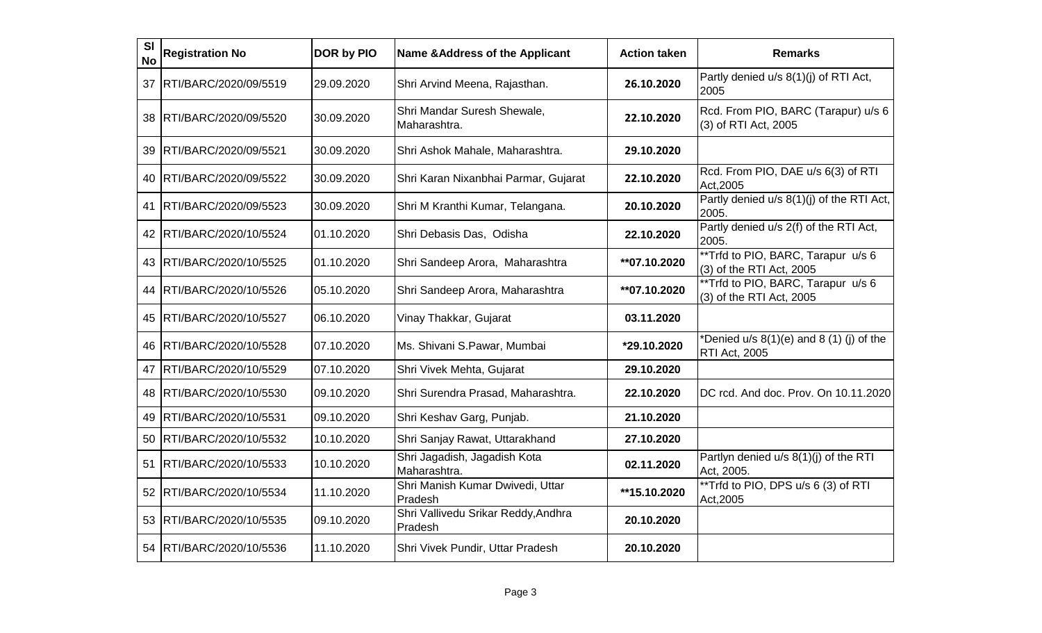| Sl No | Registration No | DOR by PIO | Name &Address of the Applicant | Action taken | Remarks |
|---|---|---|---|---|---|
| 37 | RTI/BARC/2020/09/5519 | 29.09.2020 | Shri Arvind Meena, Rajasthan. | **26.10.2020** | Partly denied u/s 8(1)(j) of RTI Act, 2005 |
| 38 | RTI/BARC/2020/09/5520 | 30.09.2020 | Shri Mandar Suresh Shewale, Maharashtra. | **22.10.2020** | Rcd. From PIO, BARC (Tarapur) u/s 6 (3) of RTI Act, 2005 |
| 39 | RTI/BARC/2020/09/5521 | 30.09.2020 | Shri Ashok Mahale, Maharashtra. | **29.10.2020** | |
| 40 | RTI/BARC/2020/09/5522 | 30.09.2020 | Shri Karan Nixanbhai Parmar, Gujarat | **22.10.2020** | Rcd. From PIO, DAE u/s 6(3) of RTI Act,2005 |
| 41 | RTI/BARC/2020/09/5523 | 30.09.2020 | Shri M Kranthi Kumar, Telangana. | **20.10.2020** | Partly denied u/s 8(1)(j) of the RTI Act, 2005. |
| 42 | RTI/BARC/2020/10/5524 | 01.10.2020 | Shri Debasis Das, Odisha | **22.10.2020** | Partly denied u/s 2(f) of the RTI Act, 2005. |
| 43 | RTI/BARC/2020/10/5525 | 01.10.2020 | Shri Sandeep Arora, Maharashtra | **\*\*07.10.2020** | \*\*Trfd to PIO, BARC, Tarapur u/s 6 (3) of the RTI Act, 2005 |
| 44 | RTI/BARC/2020/10/5526 | 05.10.2020 | Shri Sandeep Arora, Maharashtra | **\*\*07.10.2020** | \*\*Trfd to PIO, BARC, Tarapur u/s 6 (3) of the RTI Act, 2005 |
| 45 | RTI/BARC/2020/10/5527 | 06.10.2020 | Vinay Thakkar, Gujarat | **03.11.2020** | |
| 46 | RTI/BARC/2020/10/5528 | 07.10.2020 | Ms. Shivani S.Pawar, Mumbai | **\*29.10.2020** | \*Denied u/s 8(1)(e) and 8 (1) (j) of the RTI Act, 2005 |
| 47 | RTI/BARC/2020/10/5529 | 07.10.2020 | Shri Vivek Mehta, Gujarat | **29.10.2020** | |
| 48 | RTI/BARC/2020/10/5530 | 09.10.2020 | Shri Surendra Prasad, Maharashtra. | **22.10.2020** | DC rcd. And doc. Prov. On 10.11.2020 |
| 49 | RTI/BARC/2020/10/5531 | 09.10.2020 | Shri Keshav Garg, Punjab. | **21.10.2020** | |
| 50 | RTI/BARC/2020/10/5532 | 10.10.2020 | Shri Sanjay Rawat, Uttarakhand | **27.10.2020** | |
| 51 | RTI/BARC/2020/10/5533 | 10.10.2020 | Shri Jagadish, Jagadish Kota Maharashtra. | **02.11.2020** | Partlyn denied u/s 8(1)(j) of the RTI Act, 2005. |
| 52 | RTI/BARC/2020/10/5534 | 11.10.2020 | Shri Manish Kumar Dwivedi, Uttar Pradesh | **\*\*15.10.2020** | \*\*Trfd to PIO, DPS u/s 6 (3) of RTI Act,2005 |
| 53 | RTI/BARC/2020/10/5535 | 09.10.2020 | Shri Vallivedu Srikar Reddy,Andhra Pradesh | **20.10.2020** | |
| 54 | RTI/BARC/2020/10/5536 | 11.10.2020 | Shri Vivek Pundir, Uttar Pradesh | **20.10.2020** | |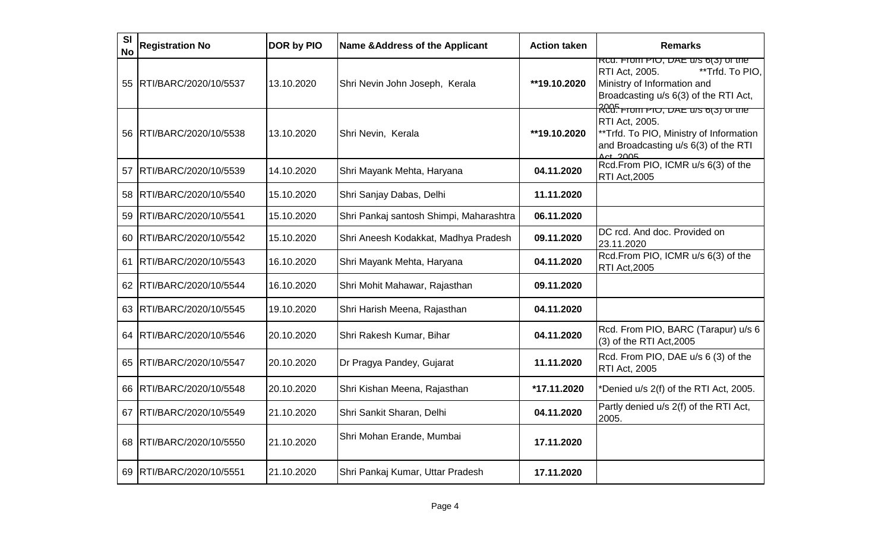| Sl No | Registration No | DOR by PIO | Name &Address of the Applicant | Action taken | Remarks |
|---|---|---|---|---|---|
| 55 | RTI/BARC/2020/10/5537 | 13.10.2020 | Shri Nevin John Joseph, Kerala | **19.10.2020 | Rcd. From PIO, DAE u/s 6(3) of the RTI Act, 2005. **Trfd. To PIO, Ministry of Information and Broadcasting u/s 6(3) of the RTI Act, 2005 |
| 56 | RTI/BARC/2020/10/5538 | 13.10.2020 | Shri Nevin, Kerala | **19.10.2020 | Rcd. From PIO, DAE u/s 6(3) of the RTI Act, 2005. **Trfd. To PIO, Ministry of Information and Broadcasting u/s 6(3) of the RTI Act, 2005 |
| 57 | RTI/BARC/2020/10/5539 | 14.10.2020 | Shri Mayank Mehta, Haryana | 04.11.2020 | Rcd.From PIO, ICMR u/s 6(3) of the RTI Act,2005 |
| 58 | RTI/BARC/2020/10/5540 | 15.10.2020 | Shri Sanjay Dabas, Delhi | 11.11.2020 | |
| 59 | RTI/BARC/2020/10/5541 | 15.10.2020 | Shri Pankaj santosh Shimpi, Maharashtra | 06.11.2020 | |
| 60 | RTI/BARC/2020/10/5542 | 15.10.2020 | Shri Aneesh Kodakkat, Madhya Pradesh | 09.11.2020 | DC rcd. And doc. Provided on 23.11.2020 |
| 61 | RTI/BARC/2020/10/5543 | 16.10.2020 | Shri Mayank Mehta, Haryana | 04.11.2020 | Rcd.From PIO, ICMR u/s 6(3) of the RTI Act,2005 |
| 62 | RTI/BARC/2020/10/5544 | 16.10.2020 | Shri Mohit Mahawar, Rajasthan | 09.11.2020 | |
| 63 | RTI/BARC/2020/10/5545 | 19.10.2020 | Shri Harish Meena, Rajasthan | 04.11.2020 | |
| 64 | RTI/BARC/2020/10/5546 | 20.10.2020 | Shri Rakesh Kumar, Bihar | 04.11.2020 | Rcd. From PIO, BARC (Tarapur) u/s 6 (3) of the RTI Act,2005 |
| 65 | RTI/BARC/2020/10/5547 | 20.10.2020 | Dr Pragya Pandey, Gujarat | 11.11.2020 | Rcd. From PIO, DAE u/s 6 (3) of the RTI Act, 2005 |
| 66 | RTI/BARC/2020/10/5548 | 20.10.2020 | Shri Kishan Meena, Rajasthan | *17.11.2020 | *Denied u/s 2(f) of the RTI Act, 2005. |
| 67 | RTI/BARC/2020/10/5549 | 21.10.2020 | Shri Sankit Sharan, Delhi | 04.11.2020 | Partly denied u/s 2(f) of the RTI Act, 2005. |
| 68 | RTI/BARC/2020/10/5550 | 21.10.2020 | Shri Mohan Erande, Mumbai | 17.11.2020 | |
| 69 | RTI/BARC/2020/10/5551 | 21.10.2020 | Shri Pankaj Kumar, Uttar Pradesh | 17.11.2020 | |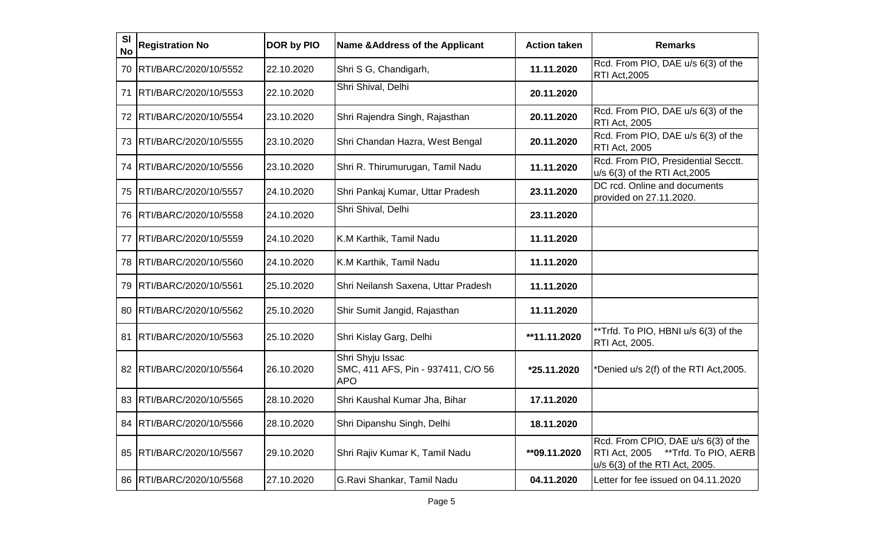| Sl No | Registration No | DOR by PIO | Name &Address of the Applicant | Action taken | Remarks |
|---|---|---|---|---|---|
| 70 | RTI/BARC/2020/10/5552 | 22.10.2020 | Shri S G, Chandigarh, | **11.11.2020** | Rcd. From PIO, DAE u/s 6(3) of the RTI Act,2005 |
| 71 | RTI/BARC/2020/10/5553 | 22.10.2020 | Shri Shival, Delhi | **20.11.2020** | |
| 72 | RTI/BARC/2020/10/5554 | 23.10.2020 | Shri Rajendra Singh, Rajasthan | **20.11.2020** | Rcd. From PIO, DAE u/s 6(3) of the RTI Act, 2005 |
| 73 | RTI/BARC/2020/10/5555 | 23.10.2020 | Shri Chandan Hazra, West Bengal | **20.11.2020** | Rcd. From PIO, DAE u/s 6(3) of the RTI Act, 2005 |
| 74 | RTI/BARC/2020/10/5556 | 23.10.2020 | Shri R. Thirumurugan, Tamil Nadu | **11.11.2020** | Rcd. From PIO, Presidential Secctt. u/s 6(3) of the RTI Act,2005 |
| 75 | RTI/BARC/2020/10/5557 | 24.10.2020 | Shri Pankaj Kumar, Uttar Pradesh | **23.11.2020** | DC rcd. Online and documents provided on 27.11.2020. |
| 76 | RTI/BARC/2020/10/5558 | 24.10.2020 | Shri Shival, Delhi | **23.11.2020** | |
| 77 | RTI/BARC/2020/10/5559 | 24.10.2020 | K.M Karthik, Tamil Nadu | **11.11.2020** | |
| 78 | RTI/BARC/2020/10/5560 | 24.10.2020 | K.M Karthik, Tamil Nadu | **11.11.2020** | |
| 79 | RTI/BARC/2020/10/5561 | 25.10.2020 | Shri Neilansh Saxena, Uttar Pradesh | **11.11.2020** | |
| 80 | RTI/BARC/2020/10/5562 | 25.10.2020 | Shir Sumit Jangid, Rajasthan | **11.11.2020** | |
| 81 | RTI/BARC/2020/10/5563 | 25.10.2020 | Shri Kislay Garg, Delhi | **\*\*11.11.2020** | \*\*Trfd. To PIO, HBNI u/s 6(3) of the RTI Act, 2005. |
| 82 | RTI/BARC/2020/10/5564 | 26.10.2020 | Shri Shyju Issac SMC, 411 AFS, Pin - 937411, C/O 56 APO | **\*25.11.2020** | \*Denied u/s 2(f) of the RTI Act,2005. |
| 83 | RTI/BARC/2020/10/5565 | 28.10.2020 | Shri Kaushal Kumar Jha, Bihar | **17.11.2020** | |
| 84 | RTI/BARC/2020/10/5566 | 28.10.2020 | Shri Dipanshu Singh, Delhi | **18.11.2020** | |
| 85 | RTI/BARC/2020/10/5567 | 29.10.2020 | Shri Rajiv Kumar K, Tamil Nadu | **\*\*09.11.2020** | Rcd. From CPIO, DAE u/s 6(3) of the RTI Act, 2005 \*\*Trfd. To PIO, AERB u/s 6(3) of the RTI Act, 2005. |
| 86 | RTI/BARC/2020/10/5568 | 27.10.2020 | G.Ravi Shankar, Tamil Nadu | **04.11.2020** | Letter for fee issued on 04.11.2020 |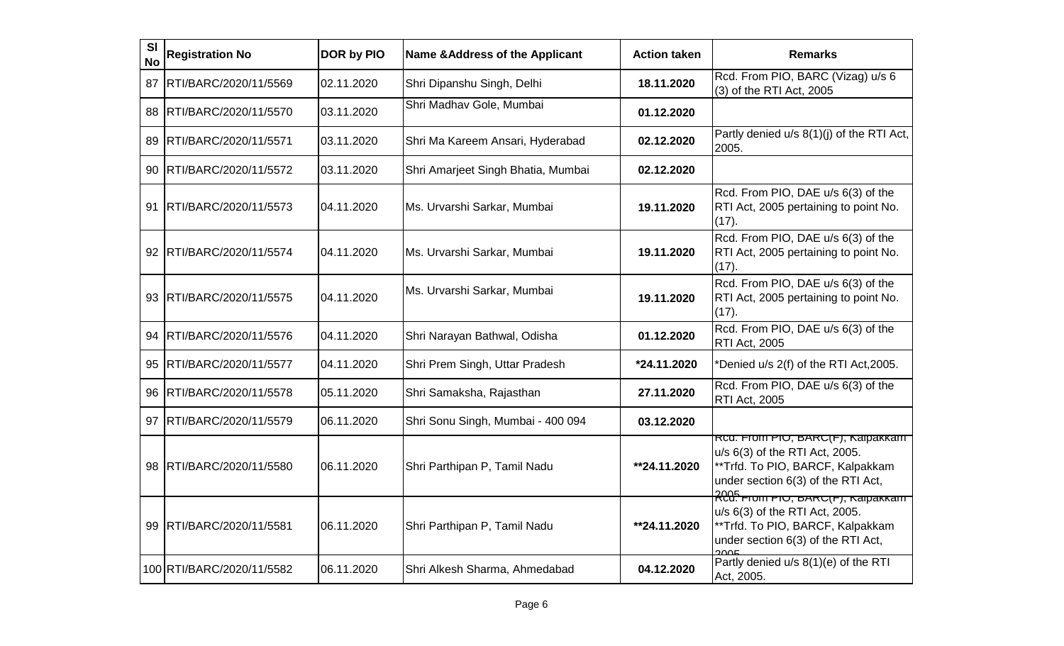| Sl No | Registration No | DOR by PIO | Name &Address of the Applicant | Action taken | Remarks |
|---|---|---|---|---|---|
| 87 | RTI/BARC/2020/11/5569 | 02.11.2020 | Shri Dipanshu Singh, Delhi | **18.11.2020** | Rcd. From PIO, BARC (Vizag) u/s 6 (3) of the RTI Act, 2005 |
| 88 | RTI/BARC/2020/11/5570 | 03.11.2020 | Shri Madhav Gole, Mumbai | **01.12.2020** | |
| 89 | RTI/BARC/2020/11/5571 | 03.11.2020 | Shri Ma Kareem Ansari, Hyderabad | **02.12.2020** | Partly denied u/s 8(1)(j) of the RTI Act, 2005. |
| 90 | RTI/BARC/2020/11/5572 | 03.11.2020 | Shri Amarjeet Singh Bhatia, Mumbai | **02.12.2020** | |
| 91 | RTI/BARC/2020/11/5573 | 04.11.2020 | Ms. Urvarshi Sarkar, Mumbai | **19.11.2020** | Rcd. From PIO, DAE u/s 6(3) of the RTI Act, 2005 pertaining to point No. (17). |
| 92 | RTI/BARC/2020/11/5574 | 04.11.2020 | Ms. Urvarshi Sarkar, Mumbai | **19.11.2020** | Rcd. From PIO, DAE u/s 6(3) of the RTI Act, 2005 pertaining to point No. (17). |
| 93 | RTI/BARC/2020/11/5575 | 04.11.2020 | Ms. Urvarshi Sarkar, Mumbai | **19.11.2020** | Rcd. From PIO, DAE u/s 6(3) of the RTI Act, 2005 pertaining to point No. (17). |
| 94 | RTI/BARC/2020/11/5576 | 04.11.2020 | Shri Narayan Bathwal, Odisha | **01.12.2020** | Rcd. From PIO, DAE u/s 6(3) of the RTI Act, 2005 |
| 95 | RTI/BARC/2020/11/5577 | 04.11.2020 | Shri Prem Singh, Uttar Pradesh | ***24.11.2020** | *Denied u/s 2(f) of the RTI Act,2005. |
| 96 | RTI/BARC/2020/11/5578 | 05.11.2020 | Shri Samaksha, Rajasthan | **27.11.2020** | Rcd. From PIO, DAE u/s 6(3) of the RTI Act, 2005 |
| 97 | RTI/BARC/2020/11/5579 | 06.11.2020 | Shri Sonu Singh, Mumbai - 400 094 | **03.12.2020** | |
| 98 | RTI/BARC/2020/11/5580 | 06.11.2020 | Shri Parthipan P, Tamil Nadu | ****24.11.2020** | Rcd. From PIO, BARC(F), Kalpakkam u/s 6(3) of the RTI Act, 2005. **Trfd. To PIO, BARCF, Kalpakkam under section 6(3) of the RTI Act, 2005. |
| 99 | RTI/BARC/2020/11/5581 | 06.11.2020 | Shri Parthipan P, Tamil Nadu | ****24.11.2020** | Rcd. From PIO, BARC(F), Kalpakkam u/s 6(3) of the RTI Act, 2005. **Trfd. To PIO, BARCF, Kalpakkam under section 6(3) of the RTI Act, 2005. |
| 100 | RTI/BARC/2020/11/5582 | 06.11.2020 | Shri Alkesh Sharma, Ahmedabad | **04.12.2020** | Partly denied u/s 8(1)(e) of the RTI Act, 2005. |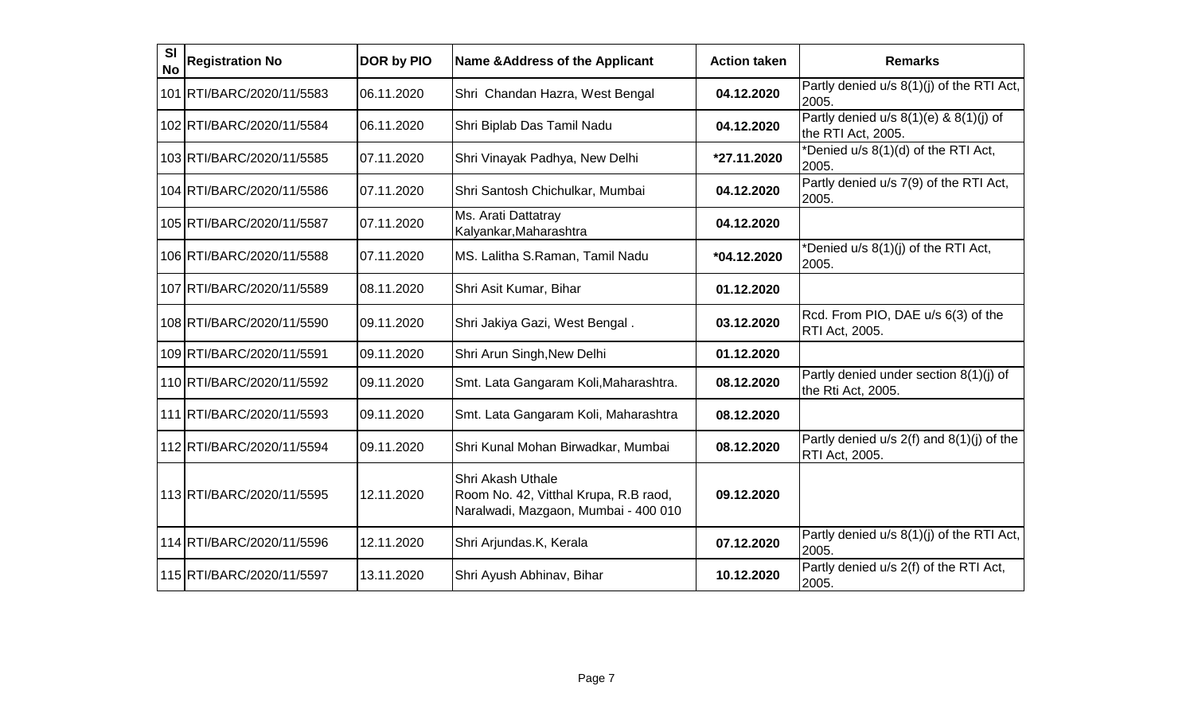| Sl No | Registration No | DOR by PIO | Name &Address of the Applicant | Action taken | Remarks |
|---|---|---|---|---|---|
| 101 | RTI/BARC/2020/11/5583 | 06.11.2020 | Shri Chandan Hazra, West Bengal | **04.12.2020** | Partly denied u/s 8(1)(j) of the RTI Act, 2005. |
| 102 | RTI/BARC/2020/11/5584 | 06.11.2020 | Shri Biplab Das Tamil Nadu | **04.12.2020** | Partly denied u/s 8(1)(e) & 8(1)(j) of the RTI Act, 2005. |
| 103 | RTI/BARC/2020/11/5585 | 07.11.2020 | Shri Vinayak Padhya, New Delhi | ***27.11.2020** | *Denied u/s 8(1)(d) of the RTI Act, 2005. |
| 104 | RTI/BARC/2020/11/5586 | 07.11.2020 | Shri Santosh Chichulkar, Mumbai | **04.12.2020** | Partly denied u/s 7(9) of the RTI Act, 2005. |
| 105 | RTI/BARC/2020/11/5587 | 07.11.2020 | Ms. Arati Dattatray Kalyankar,Maharashtra | **04.12.2020** | |
| 106 | RTI/BARC/2020/11/5588 | 07.11.2020 | MS. Lalitha S.Raman, Tamil Nadu | ***04.12.2020** | *Denied u/s 8(1)(j) of the RTI Act, 2005. |
| 107 | RTI/BARC/2020/11/5589 | 08.11.2020 | Shri Asit Kumar, Bihar | **01.12.2020** | |
| 108 | RTI/BARC/2020/11/5590 | 09.11.2020 | Shri Jakiya Gazi, West Bengal . | **03.12.2020** | Rcd. From PIO, DAE u/s 6(3) of the RTI Act, 2005. |
| 109 | RTI/BARC/2020/11/5591 | 09.11.2020 | Shri Arun Singh,New Delhi | **01.12.2020** | |
| 110 | RTI/BARC/2020/11/5592 | 09.11.2020 | Smt. Lata Gangaram Koli,Maharashtra. | **08.12.2020** | Partly denied under section 8(1)(j) of the Rti Act, 2005. |
| 111 | RTI/BARC/2020/11/5593 | 09.11.2020 | Smt. Lata Gangaram Koli, Maharashtra | **08.12.2020** | |
| 112 | RTI/BARC/2020/11/5594 | 09.11.2020 | Shri Kunal Mohan Birwadkar, Mumbai | **08.12.2020** | Partly denied u/s 2(f) and 8(1)(j) of the RTI Act, 2005. |
| 113 | RTI/BARC/2020/11/5595 | 12.11.2020 | Shri Akash Uthale Room No. 42, Vitthal Krupa, R.B raod, Naralwadi, Mazgaon, Mumbai - 400 010 | **09.12.2020** | |
| 114 | RTI/BARC/2020/11/5596 | 12.11.2020 | Shri Arjundas.K, Kerala | **07.12.2020** | Partly denied u/s 8(1)(j) of the RTI Act, 2005. |
| 115 | RTI/BARC/2020/11/5597 | 13.11.2020 | Shri Ayush Abhinav, Bihar | **10.12.2020** | Partly denied u/s 2(f) of the RTI Act, 2005. |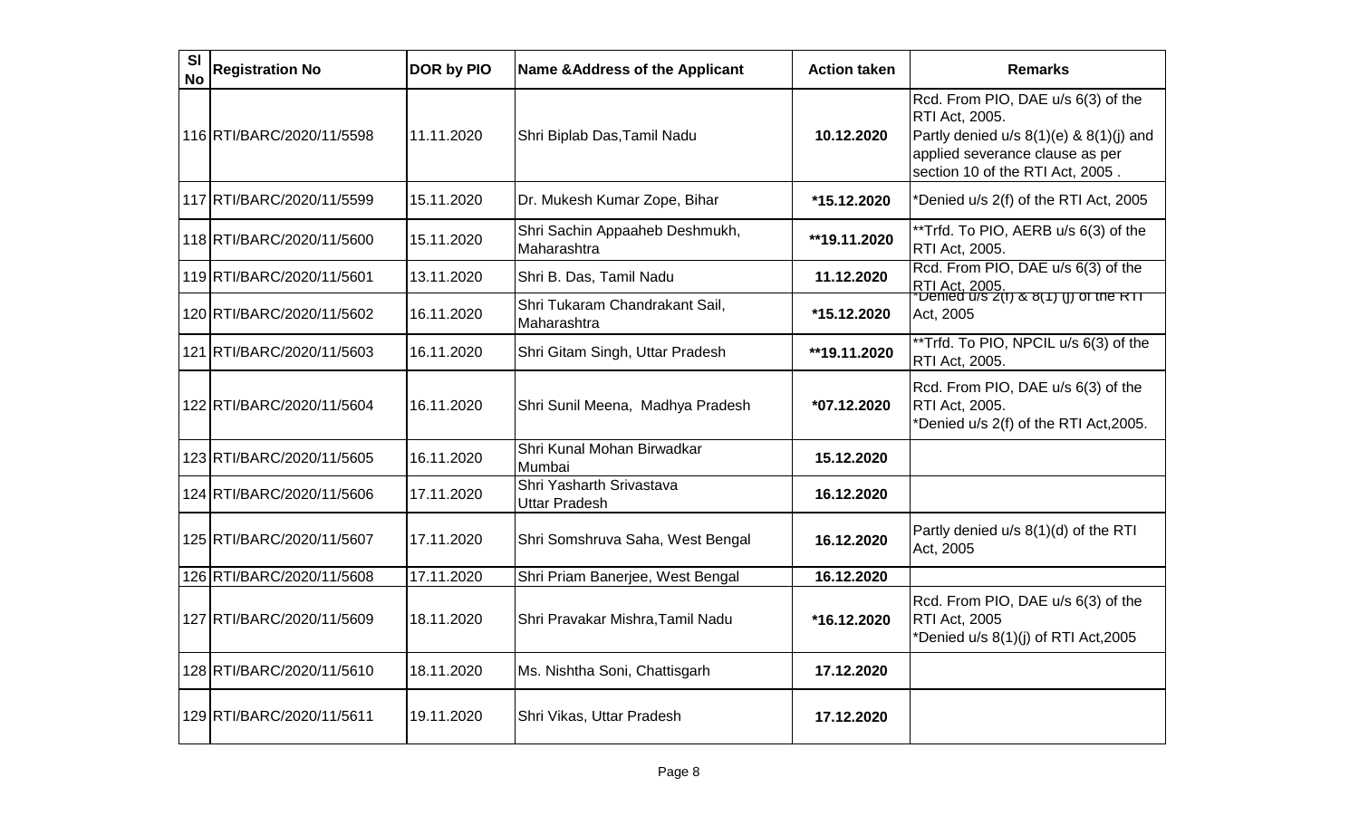| Sl No | Registration No | DOR by PIO | Name &Address of the Applicant | Action taken | Remarks |
|---|---|---|---|---|---|
| 116 | RTI/BARC/2020/11/5598 | 11.11.2020 | Shri Biplab Das,Tamil Nadu | **10.12.2020** | Rcd. From PIO, DAE u/s 6(3) of the RTI Act, 2005. Partly denied u/s 8(1)(e) & 8(1)(j) and applied severance clause as per section 10 of the RTI Act, 2005 . |
| 117 | RTI/BARC/2020/11/5599 | 15.11.2020 | Dr. Mukesh Kumar Zope, Bihar | ***15.12.2020** | *Denied u/s 2(f) of the RTI Act, 2005 |
| 118 | RTI/BARC/2020/11/5600 | 15.11.2020 | Shri Sachin Appaaheb Deshmukh, Maharashtra | ****19.11.2020** | **Trfd. To PIO, AERB u/s 6(3) of the RTI Act, 2005. |
| 119 | RTI/BARC/2020/11/5601 | 13.11.2020 | Shri B. Das, Tamil Nadu | **11.12.2020** | Rcd. From PIO, DAE u/s 6(3) of the RTI Act, 2005. |
| 120 | RTI/BARC/2020/11/5602 | 16.11.2020 | Shri Tukaram Chandrakant Sail, Maharashtra | ***15.12.2020** | *Denied u/s 2(f) & 8(1) (j) of the RTI Act, 2005 |
| 121 | RTI/BARC/2020/11/5603 | 16.11.2020 | Shri Gitam Singh, Uttar Pradesh | ****19.11.2020** | **Trfd. To PIO, NPCIL u/s 6(3) of the RTI Act, 2005. |
| 122 | RTI/BARC/2020/11/5604 | 16.11.2020 | Shri Sunil Meena, Madhya Pradesh | ***07.12.2020** | Rcd. From PIO, DAE u/s 6(3) of the RTI Act, 2005. *Denied u/s 2(f) of the RTI Act,2005. |
| 123 | RTI/BARC/2020/11/5605 | 16.11.2020 | Shri Kunal Mohan Birwadkar Mumbai | **15.12.2020** | |
| 124 | RTI/BARC/2020/11/5606 | 17.11.2020 | Shri Yasharth Srivastava Uttar Pradesh | **16.12.2020** | |
| 125 | RTI/BARC/2020/11/5607 | 17.11.2020 | Shri Somshruva Saha, West Bengal | **16.12.2020** | Partly denied u/s 8(1)(d) of the RTI Act, 2005 |
| 126 | RTI/BARC/2020/11/5608 | 17.11.2020 | Shri Priam Banerjee, West Bengal | **16.12.2020** | |
| 127 | RTI/BARC/2020/11/5609 | 18.11.2020 | Shri Pravakar Mishra,Tamil Nadu | ***16.12.2020** | Rcd. From PIO, DAE u/s 6(3) of the RTI Act, 2005 *Denied u/s 8(1)(j) of RTI Act,2005 |
| 128 | RTI/BARC/2020/11/5610 | 18.11.2020 | Ms. Nishtha Soni, Chattisgarh | **17.12.2020** | |
| 129 | RTI/BARC/2020/11/5611 | 19.11.2020 | Shri Vikas, Uttar Pradesh | **17.12.2020** | |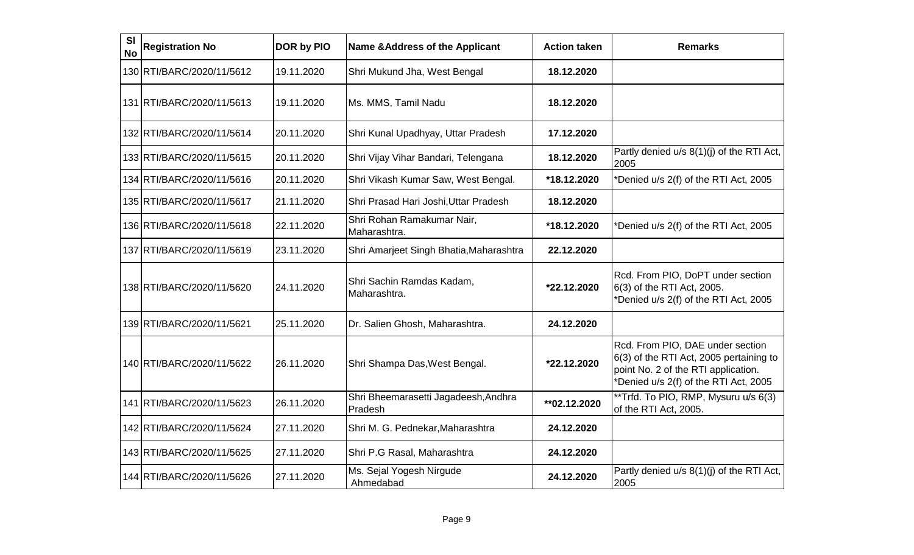| Sl No | Registration No | DOR by PIO | Name &Address of the Applicant | Action taken | Remarks |
|---|---|---|---|---|---|
| 130 | RTI/BARC/2020/11/5612 | 19.11.2020 | Shri Mukund Jha, West Bengal | **18.12.2020** | |
| 131 | RTI/BARC/2020/11/5613 | 19.11.2020 | Ms. MMS, Tamil Nadu | **18.12.2020** | |
| 132 | RTI/BARC/2020/11/5614 | 20.11.2020 | Shri Kunal Upadhyay, Uttar Pradesh | **17.12.2020** | |
| 133 | RTI/BARC/2020/11/5615 | 20.11.2020 | Shri Vijay Vihar Bandari, Telengana | **18.12.2020** | Partly denied u/s 8(1)(j) of the RTI Act, 2005 |
| 134 | RTI/BARC/2020/11/5616 | 20.11.2020 | Shri Vikash Kumar Saw, West Bengal. | **\*18.12.2020** | *Denied u/s 2(f) of the RTI Act, 2005 |
| 135 | RTI/BARC/2020/11/5617 | 21.11.2020 | Shri Prasad Hari Joshi,Uttar Pradesh | **18.12.2020** | |
| 136 | RTI/BARC/2020/11/5618 | 22.11.2020 | Shri Rohan Ramakumar Nair, Maharashtra. | **\*18.12.2020** | *Denied u/s 2(f) of the RTI Act, 2005 |
| 137 | RTI/BARC/2020/11/5619 | 23.11.2020 | Shri Amarjeet Singh Bhatia,Maharashtra | **22.12.2020** | |
| 138 | RTI/BARC/2020/11/5620 | 24.11.2020 | Shri Sachin Ramdas Kadam, Maharashtra. | **\*22.12.2020** | Rcd. From PIO, DoPT under section 6(3) of the RTI Act, 2005. *Denied u/s 2(f) of the RTI Act, 2005 |
| 139 | RTI/BARC/2020/11/5621 | 25.11.2020 | Dr. Salien Ghosh, Maharashtra. | **24.12.2020** | |
| 140 | RTI/BARC/2020/11/5622 | 26.11.2020 | Shri Shampa Das,West Bengal. | **\*22.12.2020** | Rcd. From PIO, DAE under section 6(3) of the RTI Act, 2005 pertaining to point No. 2 of the RTI application. *Denied u/s 2(f) of the RTI Act, 2005 |
| 141 | RTI/BARC/2020/11/5623 | 26.11.2020 | Shri Bheemarasetti Jagadeesh,Andhra Pradesh | **\*\*02.12.2020** | **Trfd. To PIO, RMP, Mysuru u/s 6(3) of the RTI Act, 2005. |
| 142 | RTI/BARC/2020/11/5624 | 27.11.2020 | Shri M. G. Pednekar,Maharashtra | **24.12.2020** | |
| 143 | RTI/BARC/2020/11/5625 | 27.11.2020 | Shri P.G Rasal, Maharashtra | **24.12.2020** | |
| 144 | RTI/BARC/2020/11/5626 | 27.11.2020 | Ms. Sejal Yogesh Nirgude Ahmedabad | **24.12.2020** | Partly denied u/s 8(1)(j) of the RTI Act, 2005 |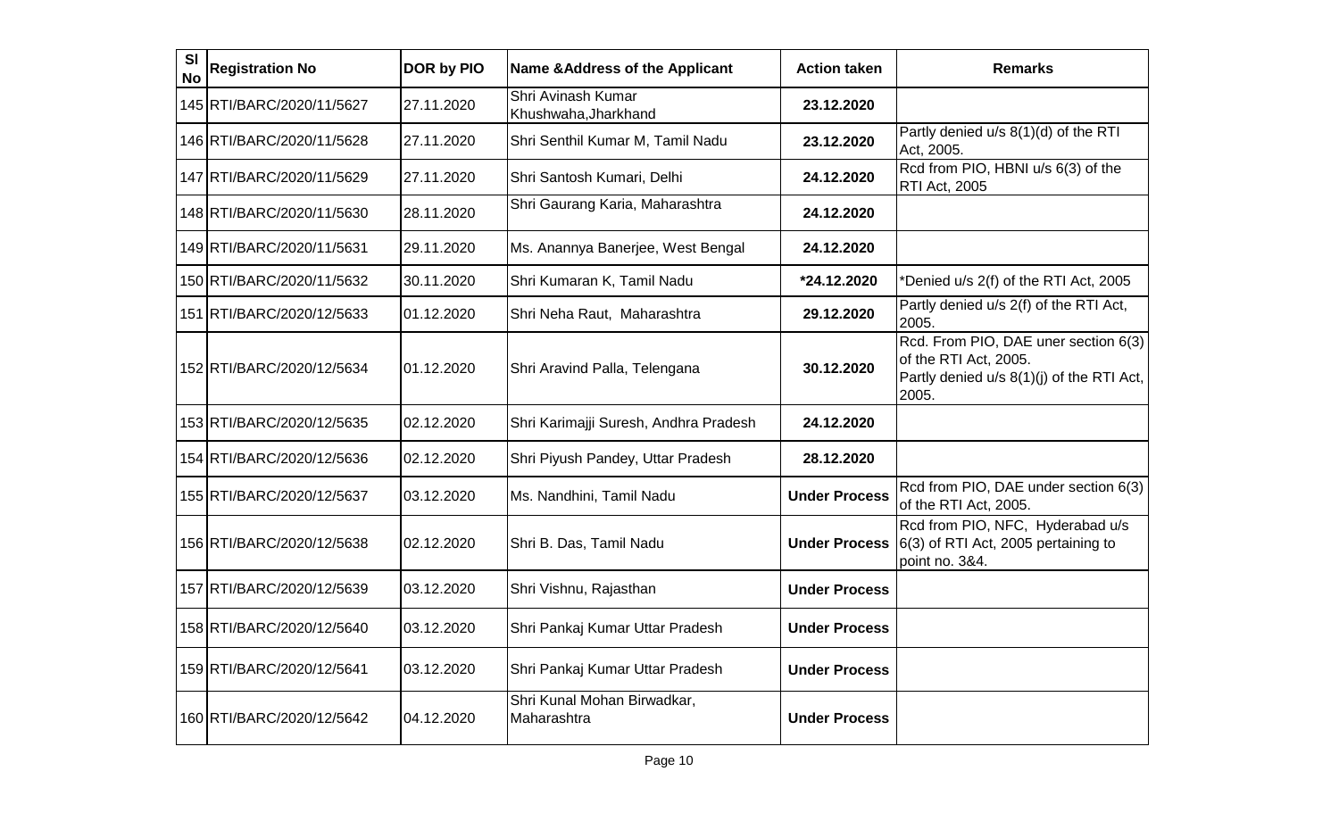| Sl No | Registration No | DOR by PIO | Name &Address of the Applicant | Action taken | Remarks |
|---|---|---|---|---|---|
| 145 | RTI/BARC/2020/11/5627 | 27.11.2020 | Shri Avinash Kumar Khushwaha,Jharkhand | **23.12.2020** | |
| 146 | RTI/BARC/2020/11/5628 | 27.11.2020 | Shri Senthil Kumar M, Tamil Nadu | **23.12.2020** | Partly denied u/s 8(1)(d) of the RTI Act, 2005. |
| 147 | RTI/BARC/2020/11/5629 | 27.11.2020 | Shri Santosh Kumari, Delhi | **24.12.2020** | Rcd from PIO, HBNI u/s 6(3) of the RTI Act, 2005 |
| 148 | RTI/BARC/2020/11/5630 | 28.11.2020 | Shri Gaurang Karia, Maharashtra | **24.12.2020** | |
| 149 | RTI/BARC/2020/11/5631 | 29.11.2020 | Ms. Anannya Banerjee, West Bengal | **24.12.2020** | |
| 150 | RTI/BARC/2020/11/5632 | 30.11.2020 | Shri Kumaran K, Tamil Nadu | ***24.12.2020** | *Denied u/s 2(f) of the RTI Act, 2005 |
| 151 | RTI/BARC/2020/12/5633 | 01.12.2020 | Shri Neha Raut, Maharashtra | **29.12.2020** | Partly denied u/s 2(f) of the RTI Act, 2005. |
| 152 | RTI/BARC/2020/12/5634 | 01.12.2020 | Shri Aravind Palla, Telengana | **30.12.2020** | Rcd. From PIO, DAE uner section 6(3) of the RTI Act, 2005. Partly denied u/s 8(1)(j) of the RTI Act, 2005. |
| 153 | RTI/BARC/2020/12/5635 | 02.12.2020 | Shri Karimajji Suresh, Andhra Pradesh | **24.12.2020** | |
| 154 | RTI/BARC/2020/12/5636 | 02.12.2020 | Shri Piyush Pandey, Uttar Pradesh | **28.12.2020** | |
| 155 | RTI/BARC/2020/12/5637 | 03.12.2020 | Ms. Nandhini, Tamil Nadu | **Under Process** | Rcd from PIO, DAE under section 6(3) of the RTI Act, 2005. |
| 156 | RTI/BARC/2020/12/5638 | 02.12.2020 | Shri B. Das, Tamil Nadu | **Under Process** | Rcd from PIO, NFC, Hyderabad u/s 6(3) of RTI Act, 2005 pertaining to point no. 3&4. |
| 157 | RTI/BARC/2020/12/5639 | 03.12.2020 | Shri Vishnu, Rajasthan | **Under Process** | |
| 158 | RTI/BARC/2020/12/5640 | 03.12.2020 | Shri Pankaj Kumar Uttar Pradesh | **Under Process** | |
| 159 | RTI/BARC/2020/12/5641 | 03.12.2020 | Shri Pankaj Kumar Uttar Pradesh | **Under Process** | |
| 160 | RTI/BARC/2020/12/5642 | 04.12.2020 | Shri Kunal Mohan Birwadkar, Maharashtra | **Under Process** | |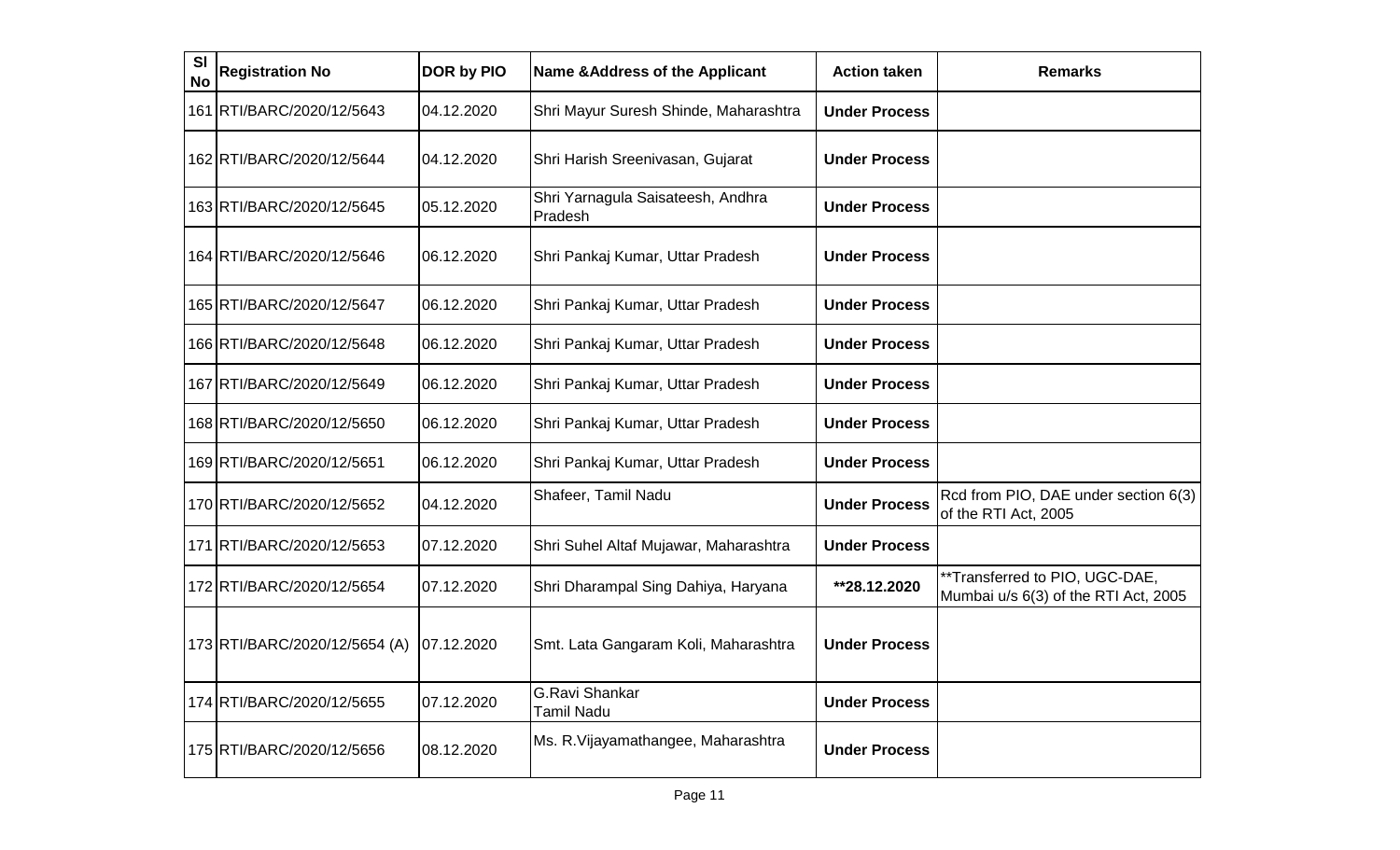| Sl No | Registration No | DOR by PIO | Name &Address of the Applicant | Action taken | Remarks |
|---|---|---|---|---|---|
| 161 | RTI/BARC/2020/12/5643 | 04.12.2020 | Shri Mayur Suresh Shinde, Maharashtra | **Under Process** | |
| 162 | RTI/BARC/2020/12/5644 | 04.12.2020 | Shri Harish Sreenivasan, Gujarat | **Under Process** | |
| 163 | RTI/BARC/2020/12/5645 | 05.12.2020 | Shri Yarnagula Saisateesh, Andhra Pradesh | **Under Process** | |
| 164 | RTI/BARC/2020/12/5646 | 06.12.2020 | Shri Pankaj Kumar, Uttar Pradesh | **Under Process** | |
| 165 | RTI/BARC/2020/12/5647 | 06.12.2020 | Shri Pankaj Kumar, Uttar Pradesh | **Under Process** | |
| 166 | RTI/BARC/2020/12/5648 | 06.12.2020 | Shri Pankaj Kumar, Uttar Pradesh | **Under Process** | |
| 167 | RTI/BARC/2020/12/5649 | 06.12.2020 | Shri Pankaj Kumar, Uttar Pradesh | **Under Process** | |
| 168 | RTI/BARC/2020/12/5650 | 06.12.2020 | Shri Pankaj Kumar, Uttar Pradesh | **Under Process** | |
| 169 | RTI/BARC/2020/12/5651 | 06.12.2020 | Shri Pankaj Kumar, Uttar Pradesh | **Under Process** | |
| 170 | RTI/BARC/2020/12/5652 | 04.12.2020 | Shafeer, Tamil Nadu | **Under Process** | Rcd from PIO, DAE under section 6(3) of the RTI Act, 2005 |
| 171 | RTI/BARC/2020/12/5653 | 07.12.2020 | Shri Suhel Altaf Mujawar, Maharashtra | **Under Process** | |
| 172 | RTI/BARC/2020/12/5654 | 07.12.2020 | Shri Dharampal Sing Dahiya, Haryana | **\*\*28.12.2020** | \*\*Transferred to PIO, UGC-DAE, Mumbai u/s 6(3) of the RTI Act, 2005 |
| 173 | RTI/BARC/2020/12/5654 (A) | 07.12.2020 | Smt. Lata Gangaram Koli, Maharashtra | **Under Process** | |
| 174 | RTI/BARC/2020/12/5655 | 07.12.2020 | G.Ravi Shankar Tamil Nadu | **Under Process** | |
| 175 | RTI/BARC/2020/12/5656 | 08.12.2020 | Ms. R.Vijayamathangee, Maharashtra | **Under Process** | |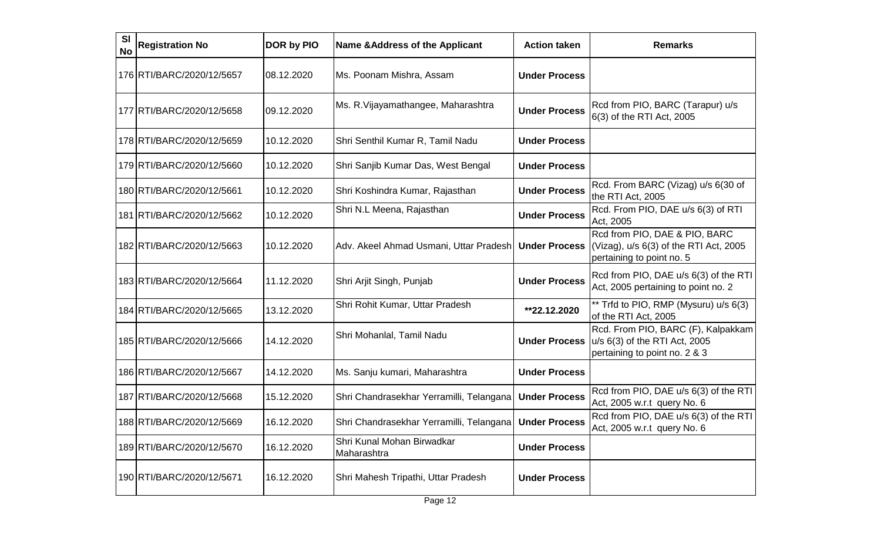| Sl No | Registration No | DOR by PIO | Name &Address of the Applicant | Action taken | Remarks |
|---|---|---|---|---|---|
| 176 | RTI/BARC/2020/12/5657 | 08.12.2020 | Ms. Poonam Mishra, Assam | **Under Process** | |
| 177 | RTI/BARC/2020/12/5658 | 09.12.2020 | Ms. R.Vijayamathangee, Maharashtra | **Under Process** | Rcd from PIO, BARC (Tarapur) u/s 6(3) of the RTI Act, 2005 |
| 178 | RTI/BARC/2020/12/5659 | 10.12.2020 | Shri Senthil Kumar R, Tamil Nadu | **Under Process** | |
| 179 | RTI/BARC/2020/12/5660 | 10.12.2020 | Shri Sanjib Kumar Das, West Bengal | **Under Process** | |
| 180 | RTI/BARC/2020/12/5661 | 10.12.2020 | Shri Koshindra Kumar, Rajasthan | **Under Process** | Rcd. From BARC (Vizag) u/s 6(30 of the RTI Act, 2005 |
| 181 | RTI/BARC/2020/12/5662 | 10.12.2020 | Shri N.L Meena, Rajasthan | **Under Process** | Rcd. From PIO, DAE u/s 6(3) of RTI Act, 2005 |
| 182 | RTI/BARC/2020/12/5663 | 10.12.2020 | Adv. Akeel Ahmad Usmani, Uttar Pradesh | **Under Process** | Rcd from PIO, DAE & PIO, BARC (Vizag), u/s 6(3) of the RTI Act, 2005 pertaining to point no. 5 |
| 183 | RTI/BARC/2020/12/5664 | 11.12.2020 | Shri Arjit Singh, Punjab | **Under Process** | Rcd from PIO, DAE u/s 6(3) of the RTI Act, 2005 pertaining to point no. 2 |
| 184 | RTI/BARC/2020/12/5665 | 13.12.2020 | Shri Rohit Kumar, Uttar Pradesh | **\*\*22.12.2020** | ** Trfd to PIO, RMP (Mysuru) u/s 6(3) of the RTI Act, 2005 |
| 185 | RTI/BARC/2020/12/5666 | 14.12.2020 | Shri Mohanlal, Tamil Nadu | **Under Process** | Rcd. From PIO, BARC (F), Kalpakkam u/s 6(3) of the RTI Act, 2005 pertaining to point no. 2 & 3 |
| 186 | RTI/BARC/2020/12/5667 | 14.12.2020 | Ms. Sanju kumari, Maharashtra | **Under Process** | |
| 187 | RTI/BARC/2020/12/5668 | 15.12.2020 | Shri Chandrasekhar Yerramilli, Telangana | **Under Process** | Rcd from PIO, DAE u/s 6(3) of the RTI Act, 2005 w.r.t query No. 6 |
| 188 | RTI/BARC/2020/12/5669 | 16.12.2020 | Shri Chandrasekhar Yerramilli, Telangana | **Under Process** | Rcd from PIO, DAE u/s 6(3) of the RTI Act, 2005 w.r.t query No. 6 |
| 189 | RTI/BARC/2020/12/5670 | 16.12.2020 | Shri Kunal Mohan Birwadkar Maharashtra | **Under Process** | |
| 190 | RTI/BARC/2020/12/5671 | 16.12.2020 | Shri Mahesh Tripathi, Uttar Pradesh | **Under Process** | |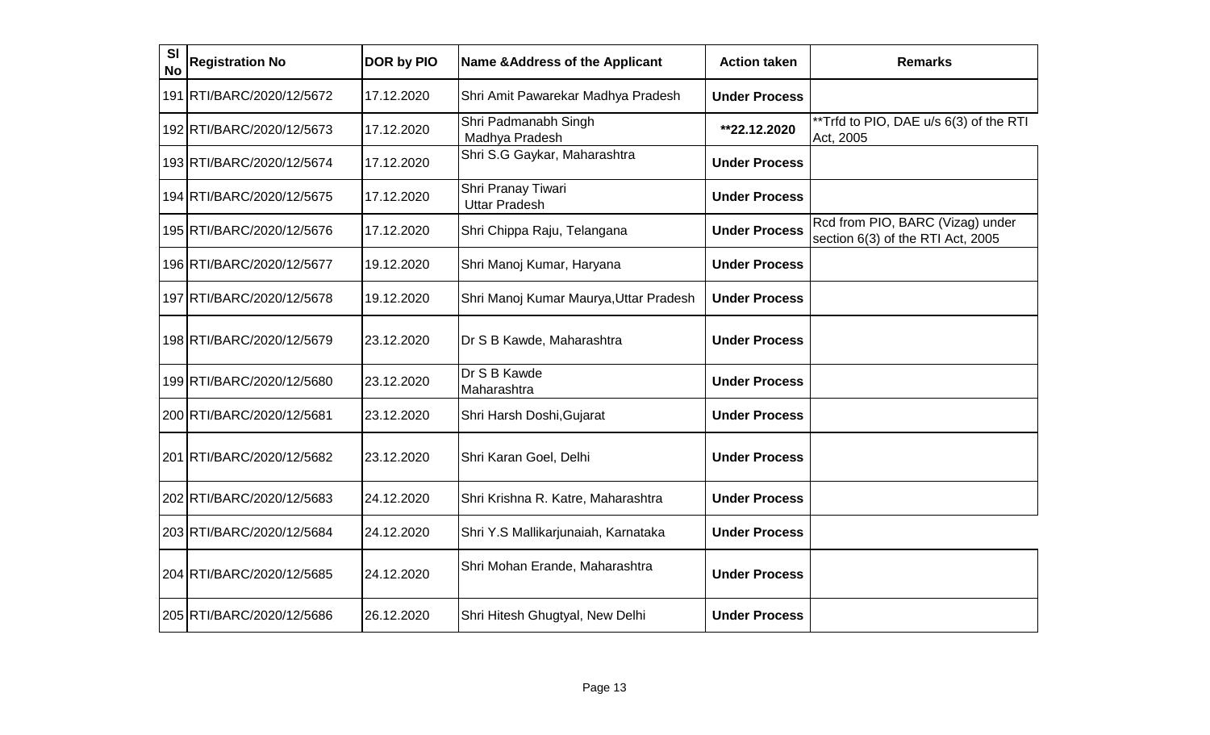| Sl No | Registration No | DOR by PIO | Name &Address of the Applicant | Action taken | Remarks |
|---|---|---|---|---|---|
| 191 | RTI/BARC/2020/12/5672 | 17.12.2020 | Shri Amit Pawarekar Madhya Pradesh | **Under Process** | |
| 192 | RTI/BARC/2020/12/5673 | 17.12.2020 | Shri Padmanabh Singh Madhya Pradesh | **\*\*22.12.2020** | **Trfd to PIO, DAE u/s 6(3) of the RTI Act, 2005 |
| 193 | RTI/BARC/2020/12/5674 | 17.12.2020 | Shri S.G Gaykar, Maharashtra | **Under Process** | |
| 194 | RTI/BARC/2020/12/5675 | 17.12.2020 | Shri Pranay Tiwari Uttar Pradesh | **Under Process** | |
| 195 | RTI/BARC/2020/12/5676 | 17.12.2020 | Shri Chippa Raju, Telangana | **Under Process** | Rcd from PIO, BARC (Vizag) under section 6(3) of the RTI Act, 2005 |
| 196 | RTI/BARC/2020/12/5677 | 19.12.2020 | Shri Manoj Kumar, Haryana | **Under Process** | |
| 197 | RTI/BARC/2020/12/5678 | 19.12.2020 | Shri Manoj Kumar Maurya,Uttar Pradesh | **Under Process** | |
| 198 | RTI/BARC/2020/12/5679 | 23.12.2020 | Dr S B Kawde, Maharashtra | **Under Process** | |
| 199 | RTI/BARC/2020/12/5680 | 23.12.2020 | Dr S B Kawde Maharashtra | **Under Process** | |
| 200 | RTI/BARC/2020/12/5681 | 23.12.2020 | Shri Harsh Doshi,Gujarat | **Under Process** | |
| 201 | RTI/BARC/2020/12/5682 | 23.12.2020 | Shri Karan Goel, Delhi | **Under Process** | |
| 202 | RTI/BARC/2020/12/5683 | 24.12.2020 | Shri Krishna R. Katre, Maharashtra | **Under Process** | |
| 203 | RTI/BARC/2020/12/5684 | 24.12.2020 | Shri Y.S Mallikarjunaiah, Karnataka | **Under Process** | |
| 204 | RTI/BARC/2020/12/5685 | 24.12.2020 | Shri Mohan Erande, Maharashtra | **Under Process** | |
| 205 | RTI/BARC/2020/12/5686 | 26.12.2020 | Shri Hitesh Ghugtyal, New Delhi | **Under Process** | |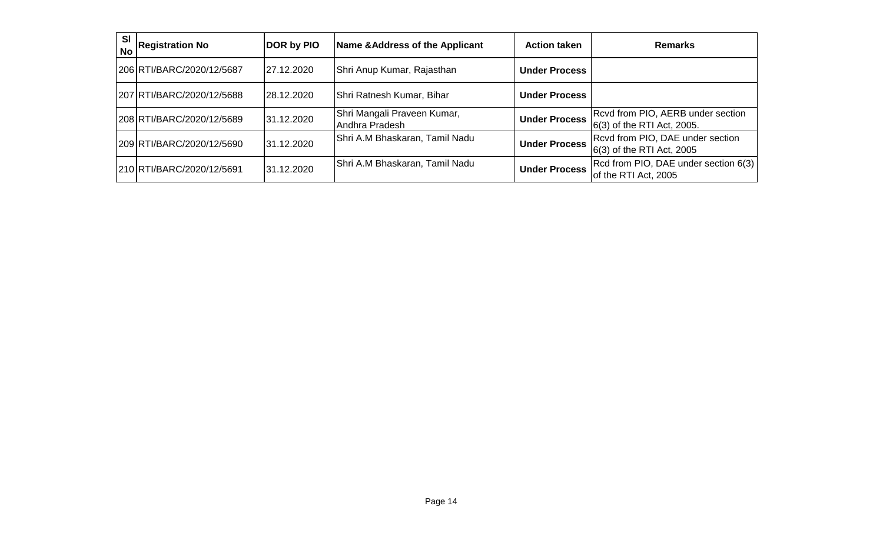| Sl No | Registration No | DOR by PIO | Name &Address of the Applicant | Action taken | Remarks |
|---|---|---|---|---|---|
| 206 | RTI/BARC/2020/12/5687 | 27.12.2020 | Shri Anup Kumar, Rajasthan | **Under Process** | |
| 207 | RTI/BARC/2020/12/5688 | 28.12.2020 | Shri Ratnesh Kumar, Bihar | **Under Process** | |
| 208 | RTI/BARC/2020/12/5689 | 31.12.2020 | Shri Mangali Praveen Kumar, Andhra Pradesh | **Under Process** | Rcvd from PIO, AERB under section 6(3) of the RTI Act, 2005. |
| 209 | RTI/BARC/2020/12/5690 | 31.12.2020 | Shri A.M Bhaskaran, Tamil Nadu | **Under Process** | Rcvd from PIO, DAE under section 6(3) of the RTI Act, 2005 |
| 210 | RTI/BARC/2020/12/5691 | 31.12.2020 | Shri A.M Bhaskaran, Tamil Nadu | **Under Process** | Rcd from PIO, DAE under section 6(3) of the RTI Act, 2005 |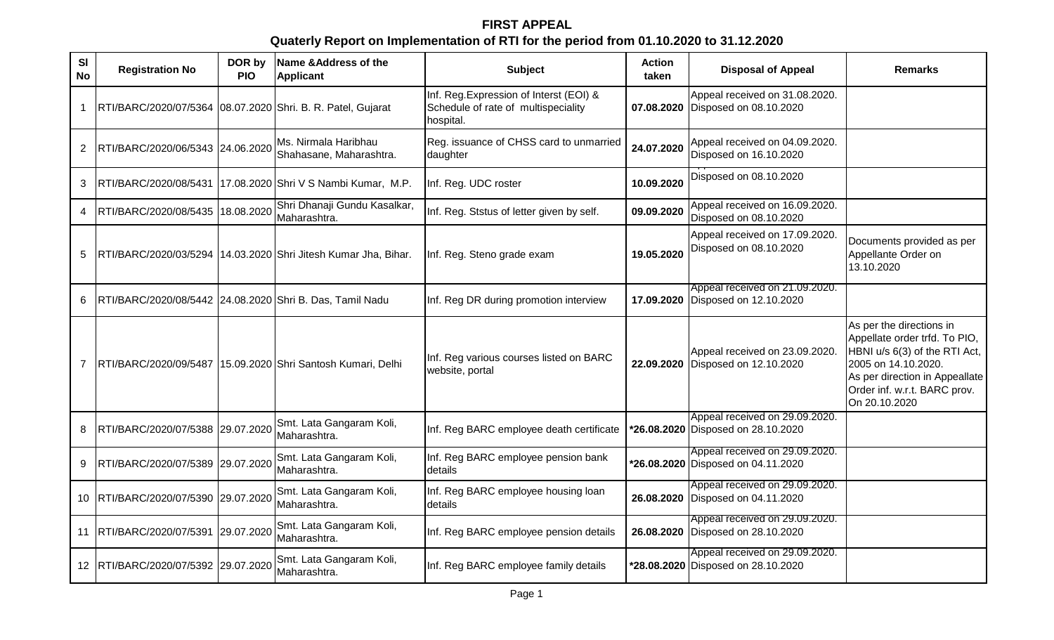# FIRST APPEAL

## Quaterly Report on Implementation of RTI for the period from 01.10.2020 to 31.12.2020

| Sl No | Registration No | DOR by PIO | Name &Address of the Applicant | Subject | Action taken | Disposal of Appeal | Remarks |
|---|---|---|---|---|---|---|---|
| 1 | RTI/BARC/2020/07/5364 | 08.07.2020 | Shri. B. R. Patel, Gujarat | Inf. Reg.Expression of Interst (EOI) & Schedule of rate of multispeciality hospital. | 07.08.2020 | Appeal received on 31.08.2020. Disposed on 08.10.2020 | |
| 2 | RTI/BARC/2020/06/5343 | 24.06.2020 | Ms. Nirmala Haribhau Shahasane, Maharashtra. | Reg. issuance of CHSS card to unmarried daughter | 24.07.2020 | Appeal received on 04.09.2020. Disposed on 16.10.2020 | |
| 3 | RTI/BARC/2020/08/5431 | 17.08.2020 | Shri V S Nambi Kumar, M.P. | Inf. Reg. UDC roster | 10.09.2020 | Disposed on 08.10.2020 | |
| 4 | RTI/BARC/2020/08/5435 | 18.08.2020 | Shri Dhanaji Gundu Kasalkar, Maharashtra. | Inf. Reg. Ststus of letter given by self. | 09.09.2020 | Appeal received on 16.09.2020. Disposed on 08.10.2020 | |
| 5 | RTI/BARC/2020/03/5294 | 14.03.2020 | Shri Jitesh Kumar Jha, Bihar. | Inf. Reg. Steno grade exam | 19.05.2020 | Appeal received on 17.09.2020. Disposed on 08.10.2020 | Documents provided as per Appellante Order on 13.10.2020 |
| 6 | RTI/BARC/2020/08/5442 | 24.08.2020 | Shri B. Das, Tamil Nadu | Inf. Reg DR during promotion interview | 17.09.2020 | Appeal received on 21.09.2020. Disposed on 12.10.2020 | |
| 7 | RTI/BARC/2020/09/5487 | 15.09.2020 | Shri Santosh Kumari, Delhi | Inf. Reg various courses listed on BARC website, portal | 22.09.2020 | Appeal received on 23.09.2020. Disposed on 12.10.2020 | As per the directions in Appellate order trfd. To PIO, HBNI u/s 6(3) of the RTI Act, 2005 on 14.10.2020. As per direction in Appeallate Order inf. w.r.t. BARC prov. On 20.10.2020 |
| 8 | RTI/BARC/2020/07/5388 | 29.07.2020 | Smt. Lata Gangaram Koli, Maharashtra. | Inf. Reg BARC employee death certificate | *26.08.2020 | Appeal received on 29.09.2020. Disposed on 28.10.2020 | |
| 9 | RTI/BARC/2020/07/5389 | 29.07.2020 | Smt. Lata Gangaram Koli, Maharashtra. | Inf. Reg BARC employee pension bank details | *26.08.2020 | Appeal received on 29.09.2020. Disposed on 04.11.2020 | |
| 10 | RTI/BARC/2020/07/5390 | 29.07.2020 | Smt. Lata Gangaram Koli, Maharashtra. | Inf. Reg BARC employee housing loan details | 26.08.2020 | Appeal received on 29.09.2020. Disposed on 04.11.2020 | |
| 11 | RTI/BARC/2020/07/5391 | 29.07.2020 | Smt. Lata Gangaram Koli, Maharashtra. | Inf. Reg BARC employee pension details | 26.08.2020 | Appeal received on 29.09.2020. Disposed on 28.10.2020 | |
| 12 | RTI/BARC/2020/07/5392 | 29.07.2020 | Smt. Lata Gangaram Koli, Maharashtra. | Inf. Reg BARC employee family details | *28.08.2020 | Appeal received on 29.09.2020. Disposed on 28.10.2020 | |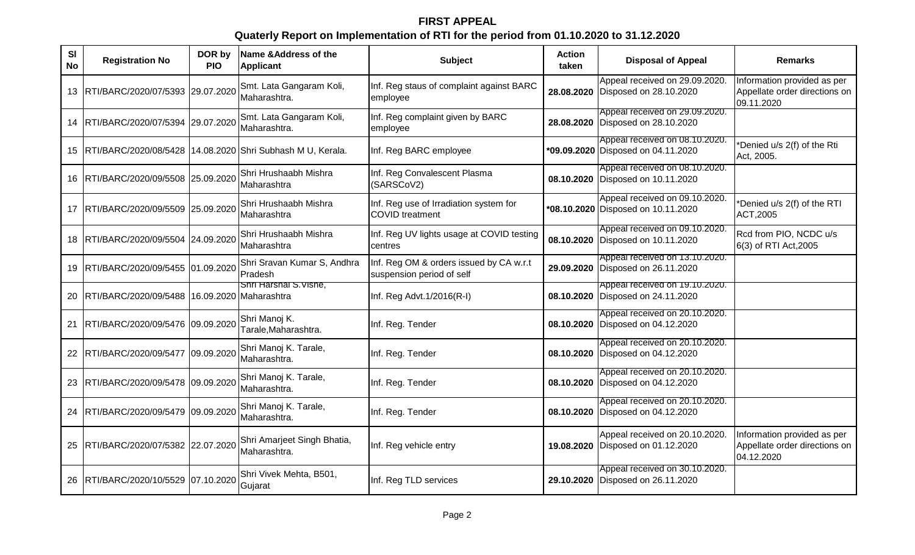# FIRST APPEAL

## Quaterly Report on Implementation of RTI for the period from 01.10.2020 to 31.12.2020

| Sl No | Registration No | DOR by PIO | Name &Address of the Applicant | Subject | Action taken | Disposal of Appeal | Remarks |
|---|---|---|---|---|---|---|---|
| 13 | RTI/BARC/2020/07/5393 | 29.07.2020 | Smt. Lata Gangaram Koli, Maharashtra. | Inf. Reg staus of complaint against BARC employee | **28.08.2020** | Appeal received on 29.09.2020. Disposed on 28.10.2020 | Information provided as per Appellate order directions on 09.11.2020 |
| 14 | RTI/BARC/2020/07/5394 | 29.07.2020 | Smt. Lata Gangaram Koli, Maharashtra. | Inf. Reg complaint given by BARC employee | **28.08.2020** | Appeal received on 29.09.2020. Disposed on 28.10.2020 | |
| 15 | RTI/BARC/2020/08/5428 | 14.08.2020 | Shri Subhash M U, Kerala. | Inf. Reg BARC employee | **\*09.09.2020** | Appeal received on 08.10.2020. Disposed on 04.11.2020 | \*Denied u/s 2(f) of the Rti Act, 2005. |
| 16 | RTI/BARC/2020/09/5508 | 25.09.2020 | Shri Hrushaabh Mishra Maharashtra | Inf. Reg Convalescent Plasma (SARSCoV2) | **08.10.2020** | Appeal received on 08.10.2020. Disposed on 10.11.2020 | |
| 17 | RTI/BARC/2020/09/5509 | 25.09.2020 | Shri Hrushaabh Mishra Maharashtra | Inf. Reg use of Irradiation system for COVID treatment | **\*08.10.2020** | Appeal received on 09.10.2020. Disposed on 10.11.2020 | \*Denied u/s 2(f) of the RTI ACT,2005 |
| 18 | RTI/BARC/2020/09/5504 | 24.09.2020 | Shri Hrushaabh Mishra Maharashtra | Inf. Reg UV lights usage at COVID testing centres | **08.10.2020** | Appeal received on 09.10.2020. Disposed on 10.11.2020 | Rcd from PIO, NCDC u/s 6(3) of RTI Act,2005 |
| 19 | RTI/BARC/2020/09/5455 | 01.09.2020 | Shri Sravan Kumar S, Andhra Pradesh | Inf. Reg OM & orders issued by CA w.r.t suspension period of self | **29.09.2020** | Appeal received on 13.10.2020. Disposed on 26.11.2020 | |
| 20 | RTI/BARC/2020/09/5488 | 16.09.2020 | Shri Harshal S.Vishe, Maharashtra | Inf. Reg Advt.1/2016(R-I) | **08.10.2020** | Appeal received on 19.10.2020. Disposed on 24.11.2020 | |
| 21 | RTI/BARC/2020/09/5476 | 09.09.2020 | Shri Manoj K. Tarale,Maharashtra. | Inf. Reg. Tender | **08.10.2020** | Appeal received on 20.10.2020. Disposed on 04.12.2020 | |
| 22 | RTI/BARC/2020/09/5477 | 09.09.2020 | Shri Manoj K. Tarale, Maharashtra. | Inf. Reg. Tender | **08.10.2020** | Appeal received on 20.10.2020. Disposed on 04.12.2020 | |
| 23 | RTI/BARC/2020/09/5478 | 09.09.2020 | Shri Manoj K. Tarale, Maharashtra. | Inf. Reg. Tender | **08.10.2020** | Appeal received on 20.10.2020. Disposed on 04.12.2020 | |
| 24 | RTI/BARC/2020/09/5479 | 09.09.2020 | Shri Manoj K. Tarale, Maharashtra. | Inf. Reg. Tender | **08.10.2020** | Appeal received on 20.10.2020. Disposed on 04.12.2020 | |
| 25 | RTI/BARC/2020/07/5382 | 22.07.2020 | Shri Amarjeet Singh Bhatia, Maharashtra. | Inf. Reg vehicle entry | **19.08.2020** | Appeal received on 20.10.2020. Disposed on 01.12.2020 | Information provided as per Appellate order directions on 04.12.2020 |
| 26 | RTI/BARC/2020/10/5529 | 07.10.2020 | Shri Vivek Mehta, B501, Gujarat | Inf. Reg TLD services | **29.10.2020** | Appeal received on 30.10.2020. Disposed on 26.11.2020 | |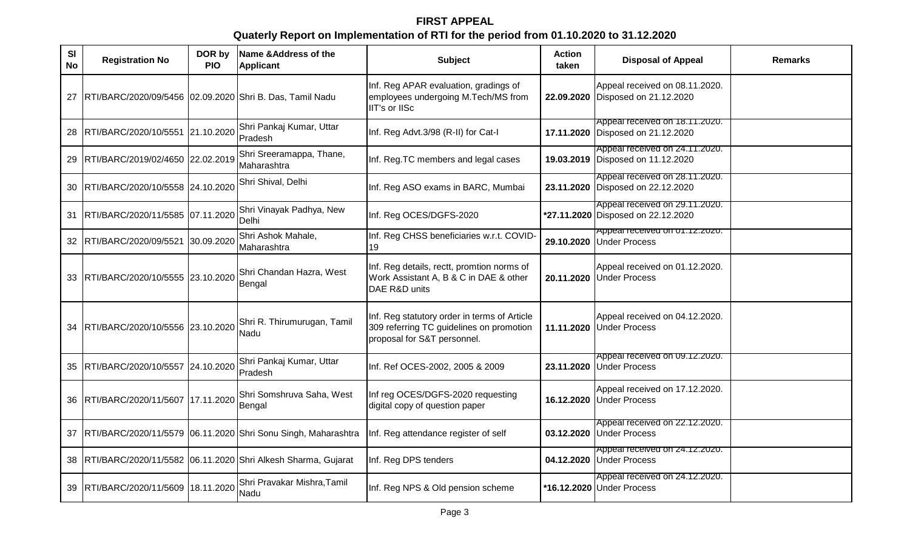**FIRST APPEAL**

**Quaterly Report on Implementation of RTI for the period from 01.10.2020 to 31.12.2020**

| Sl No | Registration No | DOR by PIO | Name &Address of the Applicant | Subject | Action taken | Disposal of Appeal | Remarks |
|---|---|---|---|---|---|---|---|
| 27 | RTI/BARC/2020/09/5456 | 02.09.2020 | Shri B. Das, Tamil Nadu | Inf. Reg APAR evaluation, gradings of employees undergoing M.Tech/MS from IIT's or IISc | **22.09.2020** | Appeal received on 08.11.2020. Disposed on 21.12.2020 | |
| 28 | RTI/BARC/2020/10/5551 | 21.10.2020 | Shri Pankaj Kumar, Uttar Pradesh | Inf. Reg Advt.3/98 (R-II) for Cat-I | **17.11.2020** | Appeal received on 18.11.2020. Disposed on 21.12.2020 | |
| 29 | RTI/BARC/2019/02/4650 | 22.02.2019 | Shri Sreeramappa, Thane, Maharashtra | Inf. Reg.TC members and legal cases | **19.03.2019** | Appeal received on 24.11.2020. Disposed on 11.12.2020 | |
| 30 | RTI/BARC/2020/10/5558 | 24.10.2020 | Shri Shival, Delhi | Inf. Reg ASO exams in BARC, Mumbai | **23.11.2020** | Appeal received on 28.11.2020. Disposed on 22.12.2020 | |
| 31 | RTI/BARC/2020/11/5585 | 07.11.2020 | Shri Vinayak Padhya, New Delhi | Inf. Reg OCES/DGFS-2020 | **\*27.11.2020** | Appeal received on 29.11.2020. Disposed on 22.12.2020 | |
| 32 | RTI/BARC/2020/09/5521 | 30.09.2020 | Shri Ashok Mahale, Maharashtra | Inf. Reg CHSS beneficiaries w.r.t. COVID-19 | **29.10.2020** | Appeal received on 01.12.2020. Under Process | |
| 33 | RTI/BARC/2020/10/5555 | 23.10.2020 | Shri Chandan Hazra, West Bengal | Inf. Reg details, rectt, promtion norms of Work Assistant A, B & C in DAE & other DAE R&D units | **20.11.2020** | Appeal received on 01.12.2020. Under Process | |
| 34 | RTI/BARC/2020/10/5556 | 23.10.2020 | Shri R. Thirumurugan, Tamil Nadu | Inf. Reg statutory order in terms of Article 309 referring TC guidelines on promotion proposal for S&T personnel. | **11.11.2020** | Appeal received on 04.12.2020. Under Process | |
| 35 | RTI/BARC/2020/10/5557 | 24.10.2020 | Shri Pankaj Kumar, Uttar Pradesh | Inf. Ref OCES-2002, 2005 & 2009 | **23.11.2020** | Appeal received on 09.12.2020. Under Process | |
| 36 | RTI/BARC/2020/11/5607 | 17.11.2020 | Shri Somshruva Saha, West Bengal | Inf reg OCES/DGFS-2020 requesting digital copy of question paper | **16.12.2020** | Appeal received on 17.12.2020. Under Process | |
| 37 | RTI/BARC/2020/11/5579 | 06.11.2020 | Shri Sonu Singh, Maharashtra | Inf. Reg attendance register of self | **03.12.2020** | Appeal received on 22.12.2020. Under Process | |
| 38 | RTI/BARC/2020/11/5582 | 06.11.2020 | Shri Alkesh Sharma, Gujarat | Inf. Reg DPS tenders | **04.12.2020** | Appeal received on 24.12.2020. Under Process | |
| 39 | RTI/BARC/2020/11/5609 | 18.11.2020 | Shri Pravakar Mishra,Tamil Nadu | Inf. Reg NPS & Old pension scheme | **\*16.12.2020** | Appeal received on 24.12.2020. Under Process | |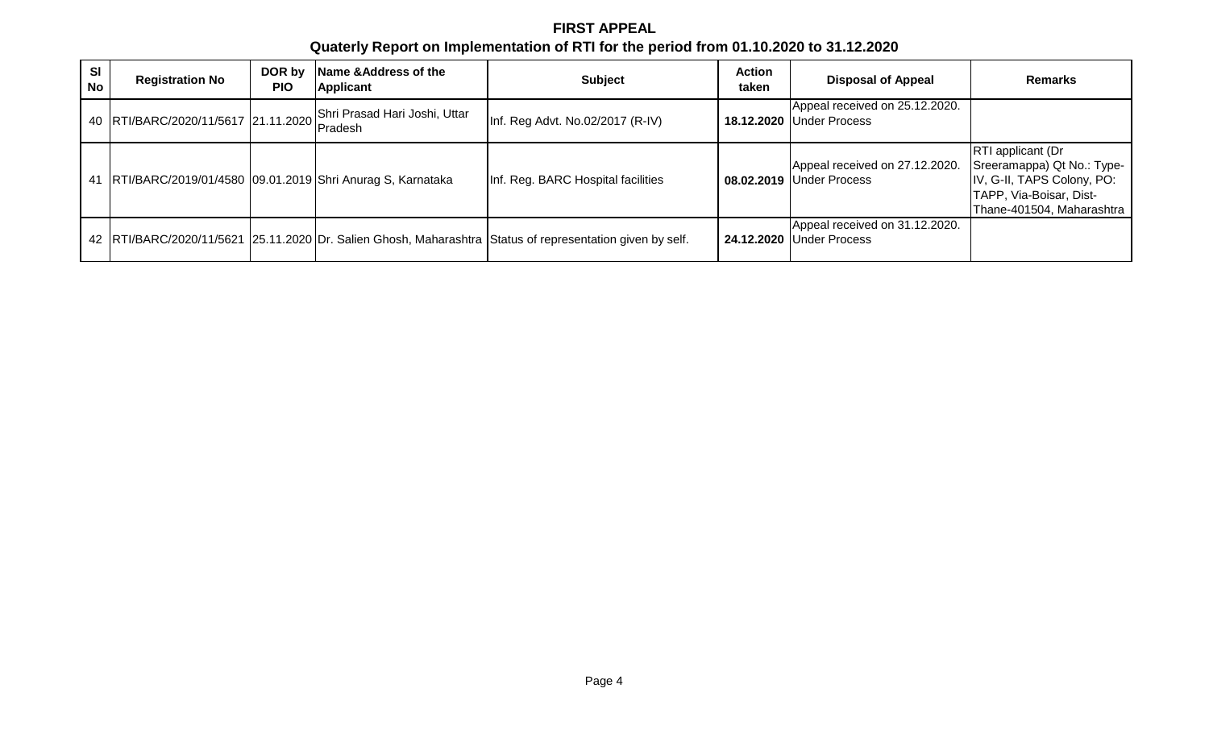**FIRST APPEAL**

**Quaterly Report on Implementation of RTI for the period from 01.10.2020 to 31.12.2020**

| Sl No | Registration No | DOR by PIO | Name &Address of the Applicant | Subject | Action taken | Disposal of Appeal | Remarks |
|---|---|---|---|---|---|---|---|
| 40 | RTI/BARC/2020/11/5617 | 21.11.2020 | Shri Prasad Hari Joshi, Uttar Pradesh | Inf. Reg Advt. No.02/2017 (R-IV) | **18.12.2020** | Appeal received on 25.12.2020. Under Process | |
| 41 | RTI/BARC/2019/01/4580 | 09.01.2019 | Shri Anurag S, Karnataka | Inf. Reg. BARC Hospital facilities | **08.02.2019** | Appeal received on 27.12.2020. Under Process | RTI applicant (Dr Sreeramappa) Qt No.: Type-IV, G-II, TAPS Colony, PO: TAPP, Via-Boisar, Dist-Thane-401504, Maharashtra |
| 42 | RTI/BARC/2020/11/5621 | 25.11.2020 | Dr. Salien Ghosh, Maharashtra | Status of representation given by self. | **24.12.2020** | Appeal received on 31.12.2020. Under Process | |